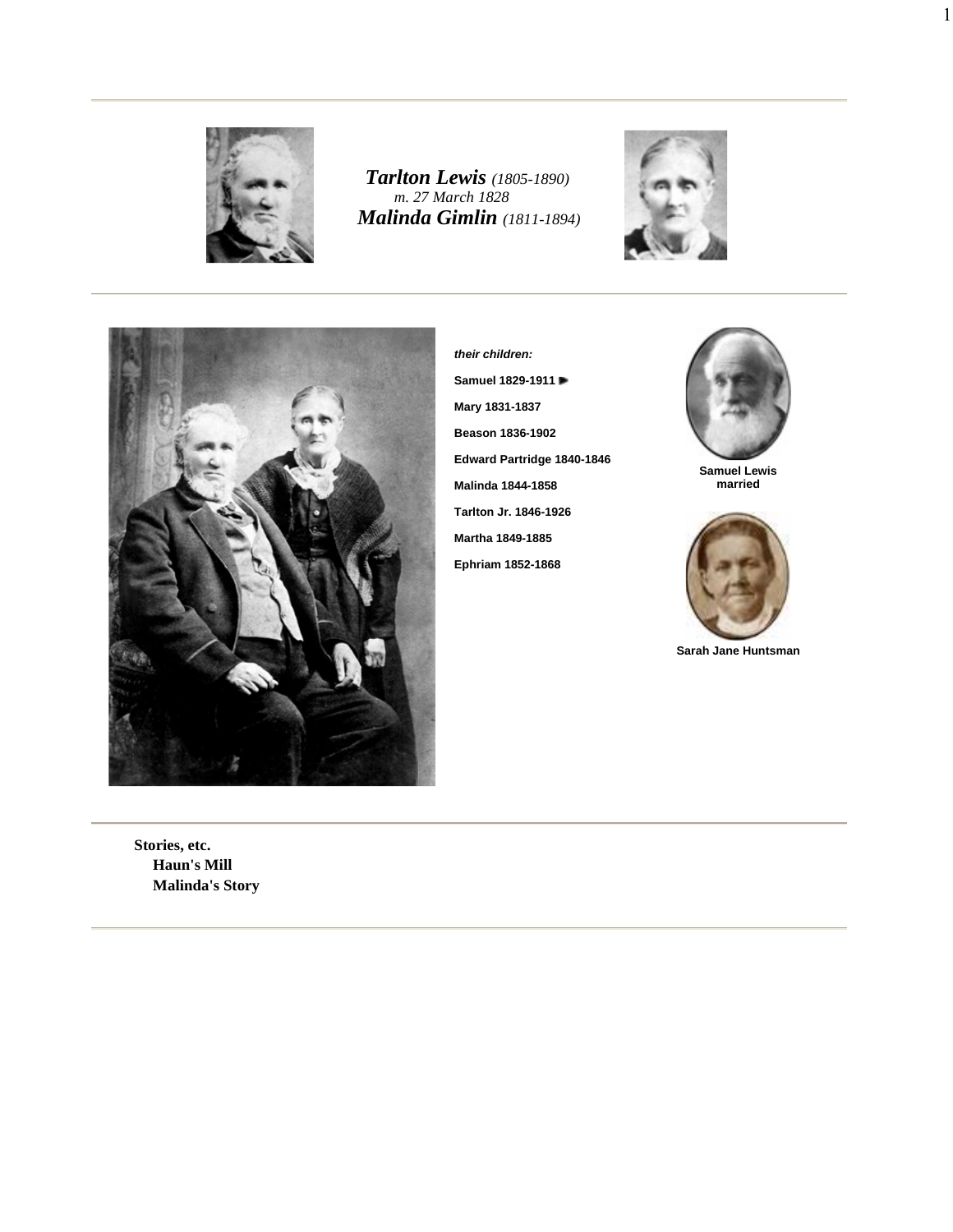***Tarlton Lewis*** *(1805-1890)*
*m. 27 March 1828*
***Malinda Gimlin*** *(1811-1894)*

***their children:***

**Samuel 1829-1911**

**Mary 1831-1837**

**Beason 1836-1902**

**Edward Partridge 1840-1846**

**Malinda 1844-1858**

**Tarlton Jr. 1846-1926**

**Martha 1849-1885**

**Ephriam 1852-1868**

**Samuel Lewis married**

**Sarah Jane Huntsman**

**Stories, etc.**

- **Haun's Mill**
- **Malinda's Story**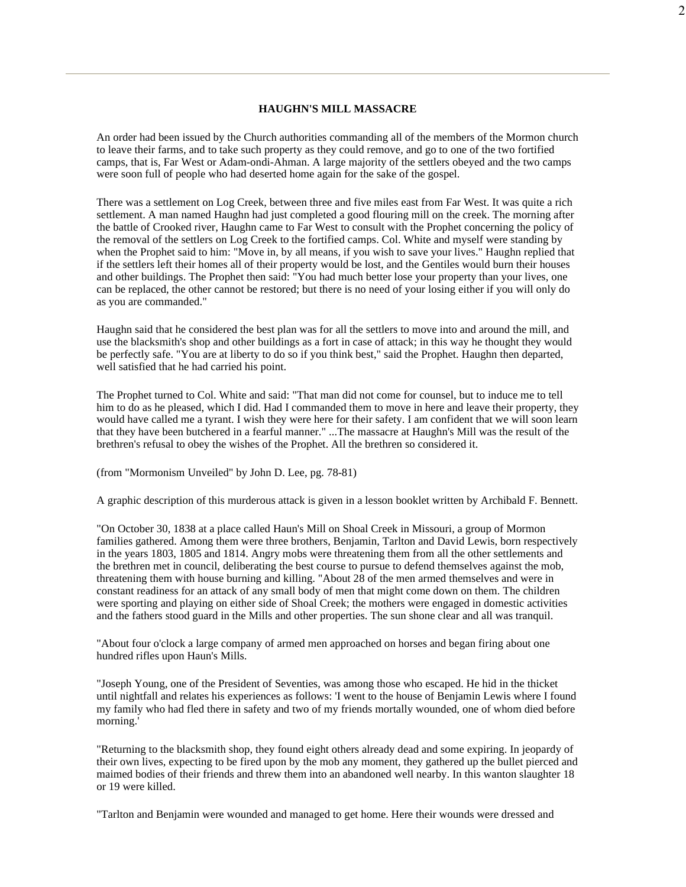---

**HAUGHN'S MILL MASSACRE**

An order had been issued by the Church authorities commanding all of the members of the Mormon church to leave their farms, and to take such property as they could remove, and go to one of the two fortified camps, that is, Far West or Adam-ondi-Ahman. A large majority of the settlers obeyed and the two camps were soon full of people who had deserted home again for the sake of the gospel.

There was a settlement on Log Creek, between three and five miles east from Far West. It was quite a rich settlement. A man named Haughn had just completed a good flouring mill on the creek. The morning after the battle of Crooked river, Haughn came to Far West to consult with the Prophet concerning the policy of the removal of the settlers on Log Creek to the fortified camps. Col. White and myself were standing by when the Prophet said to him: "Move in, by all means, if you wish to save your lives." Haughn replied that if the settlers left their homes all of their property would be lost, and the Gentiles would burn their houses and other buildings. The Prophet then said: "You had much better lose your property than your lives, one can be replaced, the other cannot be restored; but there is no need of your losing either if you will only do as you are commanded."

Haughn said that he considered the best plan was for all the settlers to move into and around the mill, and use the blacksmith's shop and other buildings as a fort in case of attack; in this way he thought they would be perfectly safe. "You are at liberty to do so if you think best," said the Prophet. Haughn then departed, well satisfied that he had carried his point.

The Prophet turned to Col. White and said: "That man did not come for counsel, but to induce me to tell him to do as he pleased, which I did. Had I commanded them to move in here and leave their property, they would have called me a tyrant. I wish they were here for their safety. I am confident that we will soon learn that they have been butchered in a fearful manner." ...The massacre at Haughn's Mill was the result of the brethren's refusal to obey the wishes of the Prophet. All the brethren so considered it.

(from "Mormonism Unveiled" by John D. Lee, pg. 78-81)

A graphic description of this murderous attack is given in a lesson booklet written by Archibald F. Bennett.

"On October 30, 1838 at a place called Haun's Mill on Shoal Creek in Missouri, a group of Mormon families gathered. Among them were three brothers, Benjamin, Tarlton and David Lewis, born respectively in the years 1803, 1805 and 1814. Angry mobs were threatening them from all the other settlements and the brethren met in council, deliberating the best course to pursue to defend themselves against the mob, threatening them with house burning and killing. "About 28 of the men armed themselves and were in constant readiness for an attack of any small body of men that might come down on them. The children were sporting and playing on either side of Shoal Creek; the mothers were engaged in domestic activities and the fathers stood guard in the Mills and other properties. The sun shone clear and all was tranquil.

"About four o'clock a large company of armed men approached on horses and began firing about one hundred rifles upon Haun's Mills.

"Joseph Young, one of the President of Seventies, was among those who escaped. He hid in the thicket until nightfall and relates his experiences as follows: 'I went to the house of Benjamin Lewis where I found my family who had fled there in safety and two of my friends mortally wounded, one of whom died before morning.'

"Returning to the blacksmith shop, they found eight others already dead and some expiring. In jeopardy of their own lives, expecting to be fired upon by the mob any moment, they gathered up the bullet pierced and maimed bodies of their friends and threw them into an abandoned well nearby. In this wanton slaughter 18 or 19 were killed.

"Tarlton and Benjamin were wounded and managed to get home. Here their wounds were dressed and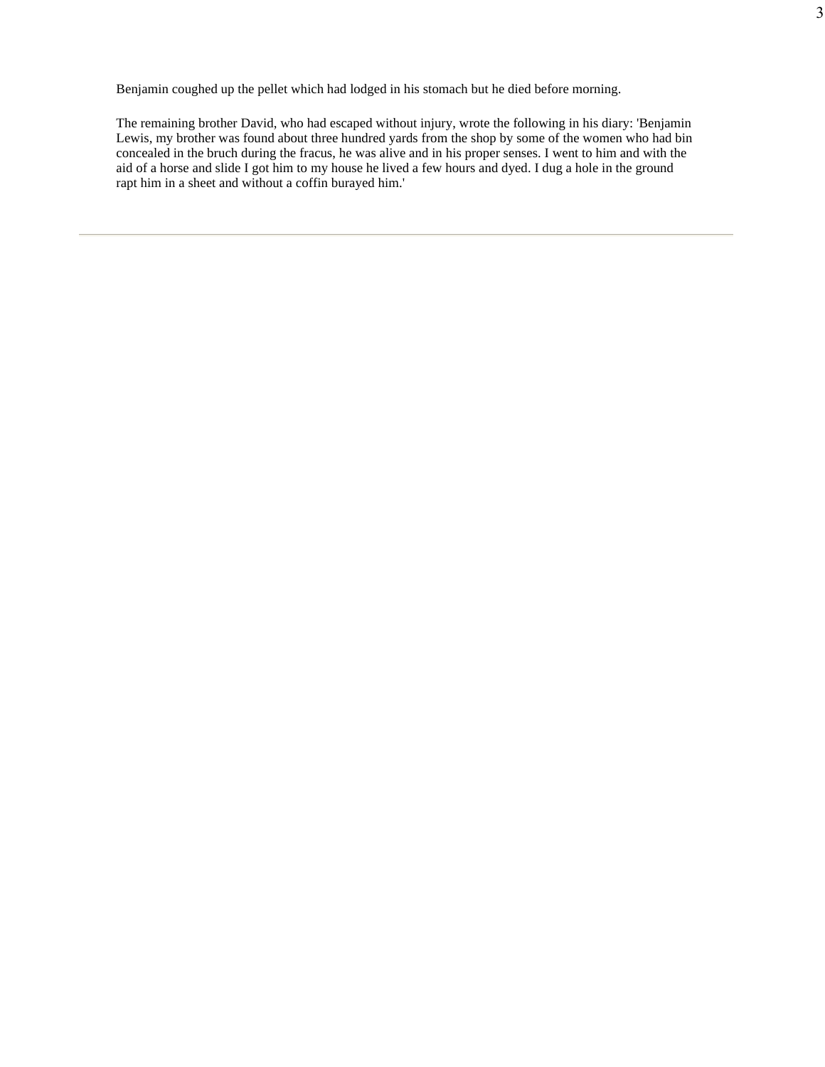Benjamin coughed up the pellet which had lodged in his stomach but he died before morning.

The remaining brother David, who had escaped without injury, wrote the following in his diary: 'Benjamin Lewis, my brother was found about three hundred yards from the shop by some of the women who had bin concealed in the bruch during the fracus, he was alive and in his proper senses. I went to him and with the aid of a horse and slide I got him to my house he lived a few hours and dyed. I dug a hole in the ground rapt him in a sheet and without a coffin burayed him.'

---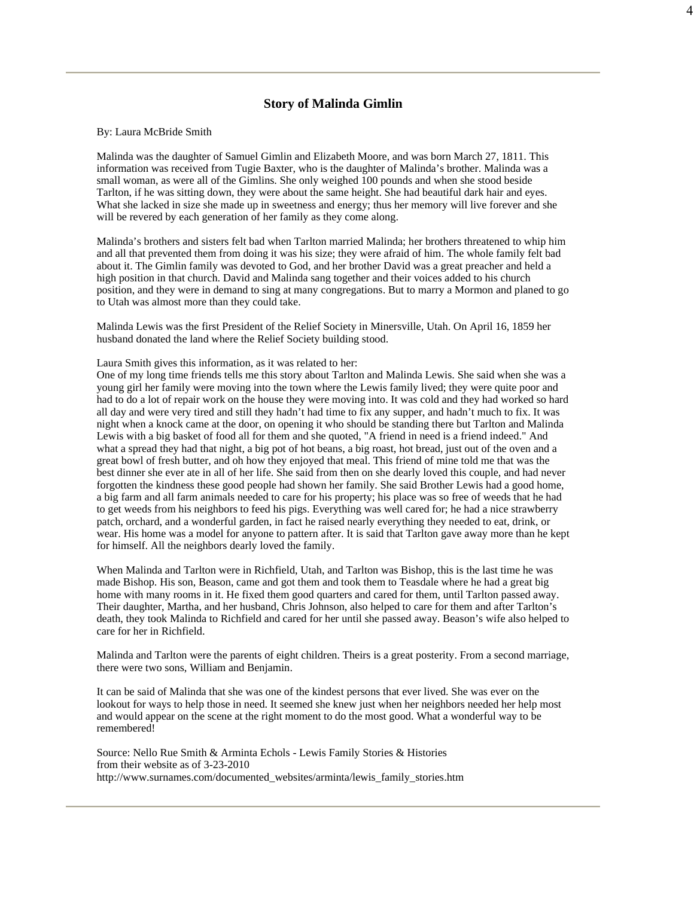## Story of Malinda Gimlin

By: Laura McBride Smith

Malinda was the daughter of Samuel Gimlin and Elizabeth Moore, and was born March 27, 1811. This information was received from Tugie Baxter, who is the daughter of Malinda's brother. Malinda was a small woman, as were all of the Gimlins. She only weighed 100 pounds and when she stood beside Tarlton, if he was sitting down, they were about the same height. She had beautiful dark hair and eyes. What she lacked in size she made up in sweetness and energy; thus her memory will live forever and she will be revered by each generation of her family as they come along.

Malinda's brothers and sisters felt bad when Tarlton married Malinda; her brothers threatened to whip him and all that prevented them from doing it was his size; they were afraid of him. The whole family felt bad about it. The Gimlin family was devoted to God, and her brother David was a great preacher and held a high position in that church. David and Malinda sang together and their voices added to his church position, and they were in demand to sing at many congregations. But to marry a Mormon and planed to go to Utah was almost more than they could take.

Malinda Lewis was the first President of the Relief Society in Minersville, Utah. On April 16, 1859 her husband donated the land where the Relief Society building stood.

Laura Smith gives this information, as it was related to her:
One of my long time friends tells me this story about Tarlton and Malinda Lewis. She said when she was a young girl her family were moving into the town where the Lewis family lived; they were quite poor and had to do a lot of repair work on the house they were moving into. It was cold and they had worked so hard all day and were very tired and still they hadn't had time to fix any supper, and hadn't much to fix. It was night when a knock came at the door, on opening it who should be standing there but Tarlton and Malinda Lewis with a big basket of food all for them and she quoted, "A friend in need is a friend indeed." And what a spread they had that night, a big pot of hot beans, a big roast, hot bread, just out of the oven and a great bowl of fresh butter, and oh how they enjoyed that meal. This friend of mine told me that was the best dinner she ever ate in all of her life. She said from then on she dearly loved this couple, and had never forgotten the kindness these good people had shown her family. She said Brother Lewis had a good home, a big farm and all farm animals needed to care for his property; his place was so free of weeds that he had to get weeds from his neighbors to feed his pigs. Everything was well cared for; he had a nice strawberry patch, orchard, and a wonderful garden, in fact he raised nearly everything they needed to eat, drink, or wear. His home was a model for anyone to pattern after. It is said that Tarlton gave away more than he kept for himself. All the neighbors dearly loved the family.

When Malinda and Tarlton were in Richfield, Utah, and Tarlton was Bishop, this is the last time he was made Bishop. His son, Beason, came and got them and took them to Teasdale where he had a great big home with many rooms in it. He fixed them good quarters and cared for them, until Tarlton passed away. Their daughter, Martha, and her husband, Chris Johnson, also helped to care for them and after Tarlton's death, they took Malinda to Richfield and cared for her until she passed away. Beason's wife also helped to care for her in Richfield.

Malinda and Tarlton were the parents of eight children. Theirs is a great posterity. From a second marriage, there were two sons, William and Benjamin.

It can be said of Malinda that she was one of the kindest persons that ever lived. She was ever on the lookout for ways to help those in need. It seemed she knew just when her neighbors needed her help most and would appear on the scene at the right moment to do the most good. What a wonderful way to be remembered!

Source: Nello Rue Smith & Arminta Echols - Lewis Family Stories & Histories
from their website as of 3-23-2010
http://www.surnames.com/documented_websites/arminta/lewis_family_stories.htm